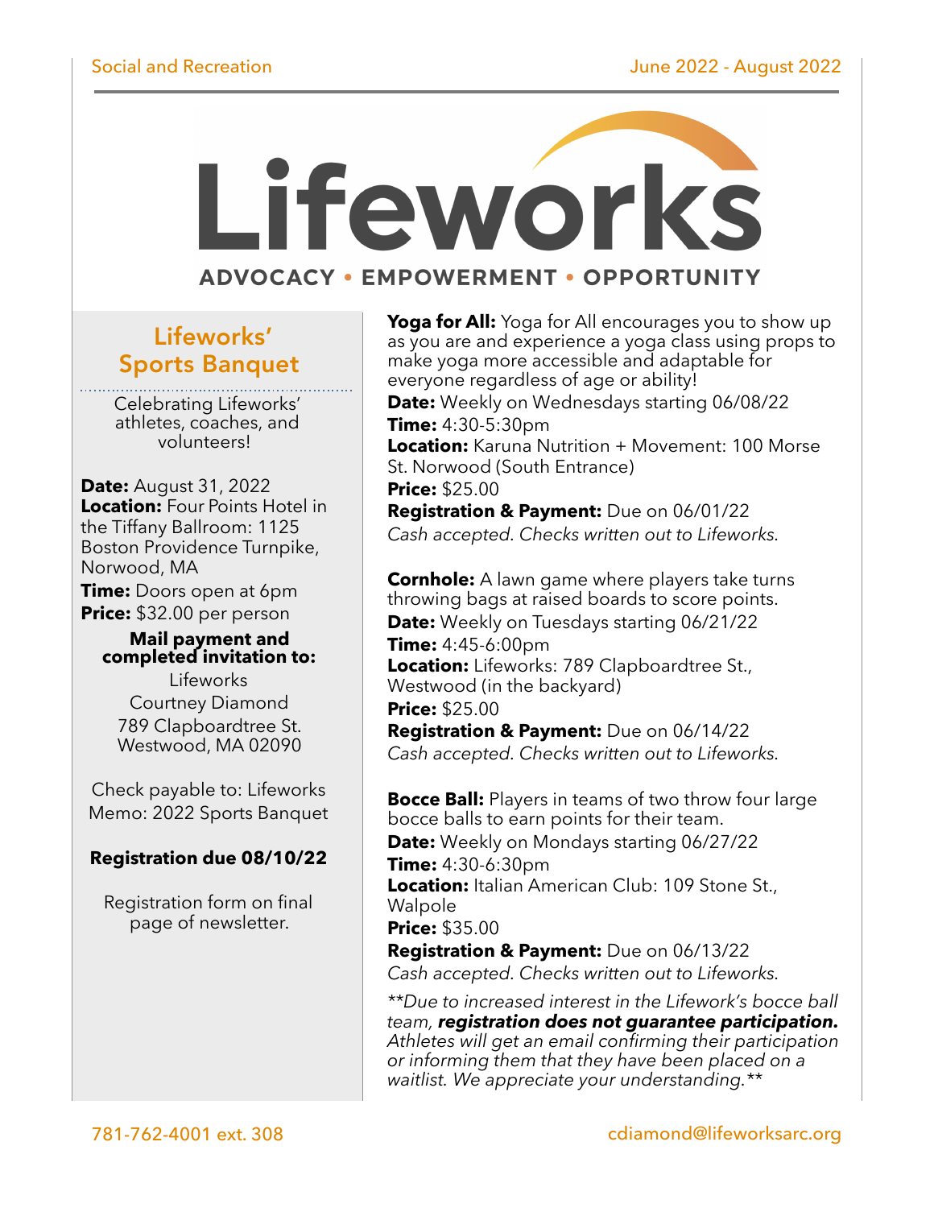# Lifeworks

**ADVOCACY • EMPOWERMENT • OPPORTUNITY**

## Lifeworks' Sports Banquet

Celebrating Lifeworks' athletes, coaches, and volunteers!

**Date:** August 31, 2022
**Location:** Four Points Hotel in the Tiffany Ballroom: 1125 Boston Providence Turnpike, Norwood, MA
**Time:** Doors open at 6pm
**Price:** $32.00 per person

**Mail payment and completed invitation to:**

Lifeworks
Courtney Diamond
789 Clapboardtree St.
Westwood, MA 02090

Check payable to: Lifeworks
Memo: 2022 Sports Banquet

**Registration due 08/10/22**

Registration form on final page of newsletter.

**Yoga for All:** Yoga for All encourages you to show up as you are and experience a yoga class using props to make yoga more accessible and adaptable for everyone regardless of age or ability!
**Date:** Weekly on Wednesdays starting 06/08/22
**Time:** 4:30-5:30pm
**Location:** Karuna Nutrition + Movement: 100 Morse St. Norwood (South Entrance)
**Price:** $25.00
**Registration & Payment:** Due on 06/01/22
*Cash accepted. Checks written out to Lifeworks.*

**Cornhole:** A lawn game where players take turns throwing bags at raised boards to score points.
**Date:** Weekly on Tuesdays starting 06/21/22
**Time:** 4:45-6:00pm
**Location:** Lifeworks: 789 Clapboardtree St., Westwood (in the backyard)
**Price:** $25.00
**Registration & Payment:** Due on 06/14/22
*Cash accepted. Checks written out to Lifeworks.*

**Bocce Ball:** Players in teams of two throw four large bocce balls to earn points for their team.
**Date:** Weekly on Mondays starting 06/27/22
**Time:** 4:30-6:30pm
**Location:** Italian American Club: 109 Stone St., Walpole
**Price:** $35.00
**Registration & Payment:** Due on 06/13/22
*Cash accepted. Checks written out to Lifeworks.*

*\*\*Due to increased interest in the Lifework's bocce ball team, **registration does not guarantee participation.** Athletes will get an email confirming their participation or informing them that they have been placed on a waitlist. We appreciate your understanding.\*\**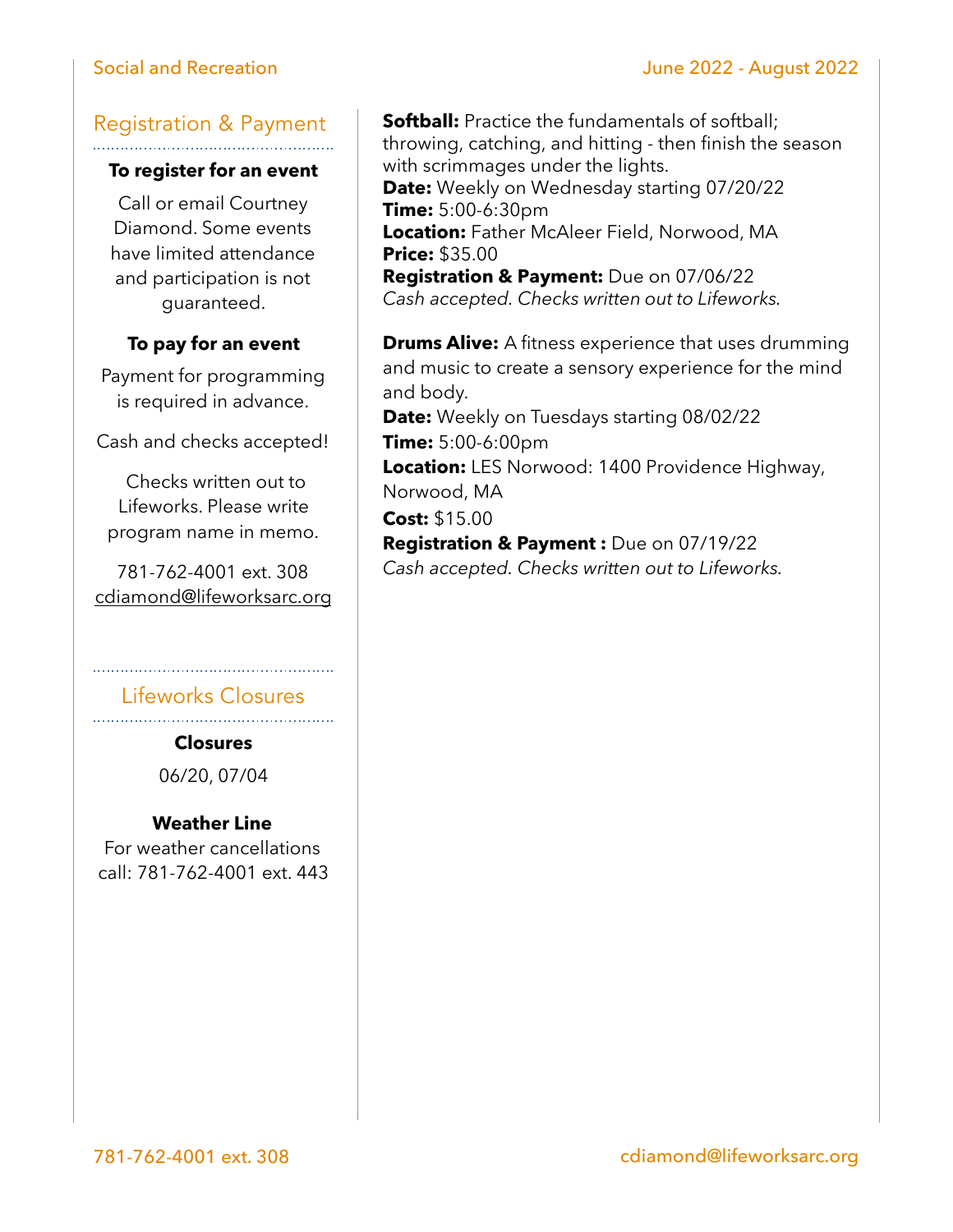## Registration & Payment

**To register for an event**

Call or email Courtney Diamond. Some events have limited attendance and participation is not guaranteed.

**To pay for an event**

Payment for programming is required in advance.

Cash and checks accepted!

Checks written out to Lifeworks. Please write program name in memo.

781-762-4001 ext. 308
cdiamond@lifeworksarc.org

## Lifeworks Closures

**Closures**

06/20, 07/04

**Weather Line**

For weather cancellations call: 781-762-4001 ext. 443

**Softball:** Practice the fundamentals of softball; throwing, catching, and hitting - then finish the season with scrimmages under the lights.
**Date:** Weekly on Wednesday starting 07/20/22
**Time:** 5:00-6:30pm
**Location:** Father McAleer Field, Norwood, MA
**Price:** $35.00
**Registration & Payment:** Due on 07/06/22
*Cash accepted. Checks written out to Lifeworks.*

**Drums Alive:** A fitness experience that uses drumming and music to create a sensory experience for the mind and body.
**Date:** Weekly on Tuesdays starting 08/02/22
**Time:** 5:00-6:00pm
**Location:** LES Norwood: 1400 Providence Highway, Norwood, MA
**Cost:** $15.00
**Registration & Payment :** Due on 07/19/22
*Cash accepted. Checks written out to Lifeworks.*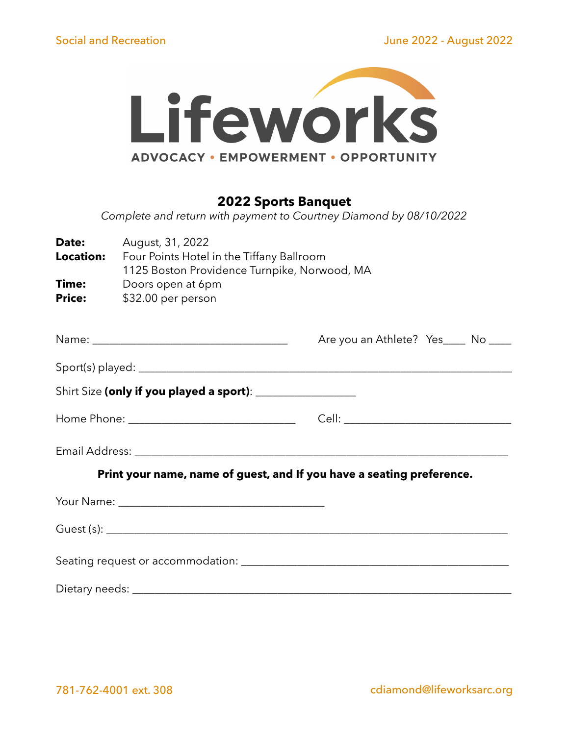Lifeworks

ADVOCACY • EMPOWERMENT • OPPORTUNITY

## 2022 Sports Banquet

*Complete and return with payment to Courtney Diamond by 08/10/2022*

**Date:** August, 31, 2022
**Location:** Four Points Hotel in the Tiffany Ballroom
1125 Boston Providence Turnpike, Norwood, MA
**Time:** Doors open at 6pm
**Price:** $32.00 per person

Name: ___________________________________ Are you an Athlete? Yes____ No ____

Sport(s) played: ___________________________________________________________

Shirt Size **(only if you played a sport)**: _________________

Home Phone: _____________________________ Cell: _____________________________

Email Address: ____________________________________________________________

**Print your name, name of guest, and If you have a seating preference.**

Your Name: ____________________________________

Guest (s): _______________________________________________________________

Seating request or accommodation: _______________________________________________

Dietary needs: _____________________________________________________________

781-762-4001 ext. 308 cdiamond@lifeworksarc.org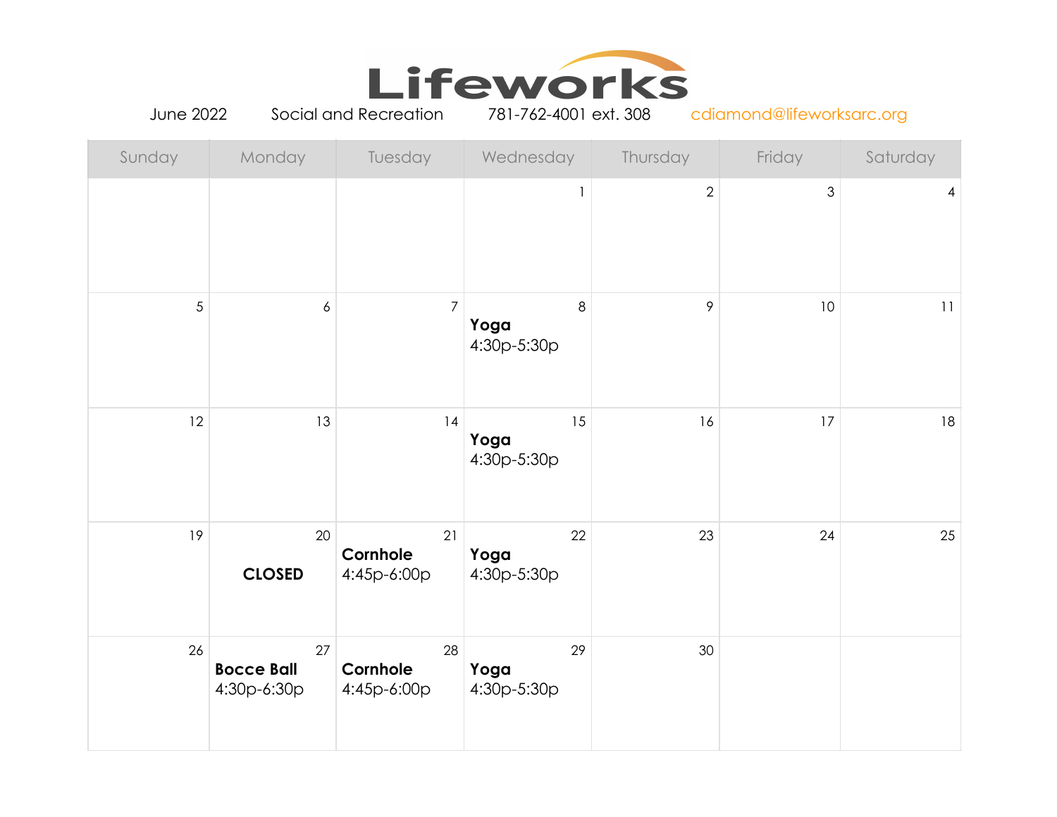# Lifeworks

June 2022 Social and Recreation 781-762-4001 ext. 308 cdiamond@lifeworksarc.org

| Sunday | Monday | Tuesday | Wednesday | Thursday | Friday | Saturday |
|---|---|---|---|---|---|---|
| | | | 1 | 2 | 3 | 4 |
| 5 | 6 | 7 | 8 **Yoga** 4:30p-5:30p | 9 | 10 | 11 |
| 12 | 13 | 14 | 15 **Yoga** 4:30p-5:30p | 16 | 17 | 18 |
| 19 | 20 **CLOSED** | 21 **Cornhole** 4:45p-6:00p | 22 **Yoga** 4:30p-5:30p | 23 | 24 | 25 |
| 26 | 27 **Bocce Ball** 4:30p-6:30p | 28 **Cornhole** 4:45p-6:00p | 29 **Yoga** 4:30p-5:30p | 30 | | |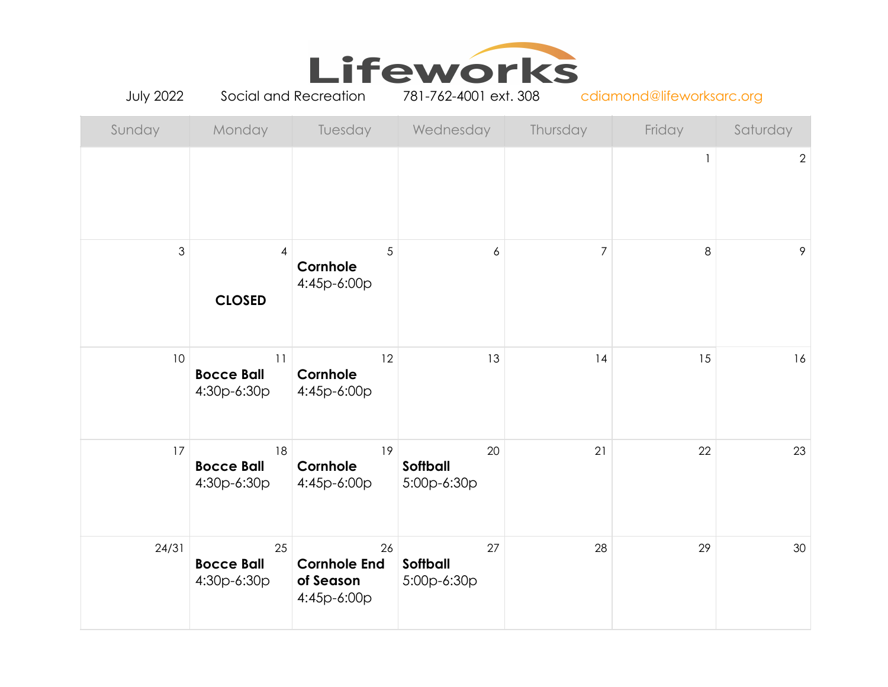# Lifeworks

July 2022 — Social and Recreation — 781-762-4001 ext. 308 — cdiamond@lifeworksarc.org

| Sunday | Monday | Tuesday | Wednesday | Thursday | Friday | Saturday |
|---|---|---|---|---|---|---|
| | | | | | 1 | 2 |
| 3 | 4<br>**CLOSED** | 5<br>**Cornhole**<br>4:45p-6:00p | 6 | 7 | 8 | 9 |
| 10 | 11<br>**Bocce Ball**<br>4:30p-6:30p | 12<br>**Cornhole**<br>4:45p-6:00p | 13 | 14 | 15 | 16 |
| 17 | 18<br>**Bocce Ball**<br>4:30p-6:30p | 19<br>**Cornhole**<br>4:45p-6:00p | 20<br>**Softball**<br>5:00p-6:30p | 21 | 22 | 23 |
| 24/31 | 25<br>**Bocce Ball**<br>4:30p-6:30p | 26<br>**Cornhole End of Season**<br>4:45p-6:00p | 27<br>**Softball**<br>5:00p-6:30p | 28 | 29 | 30 |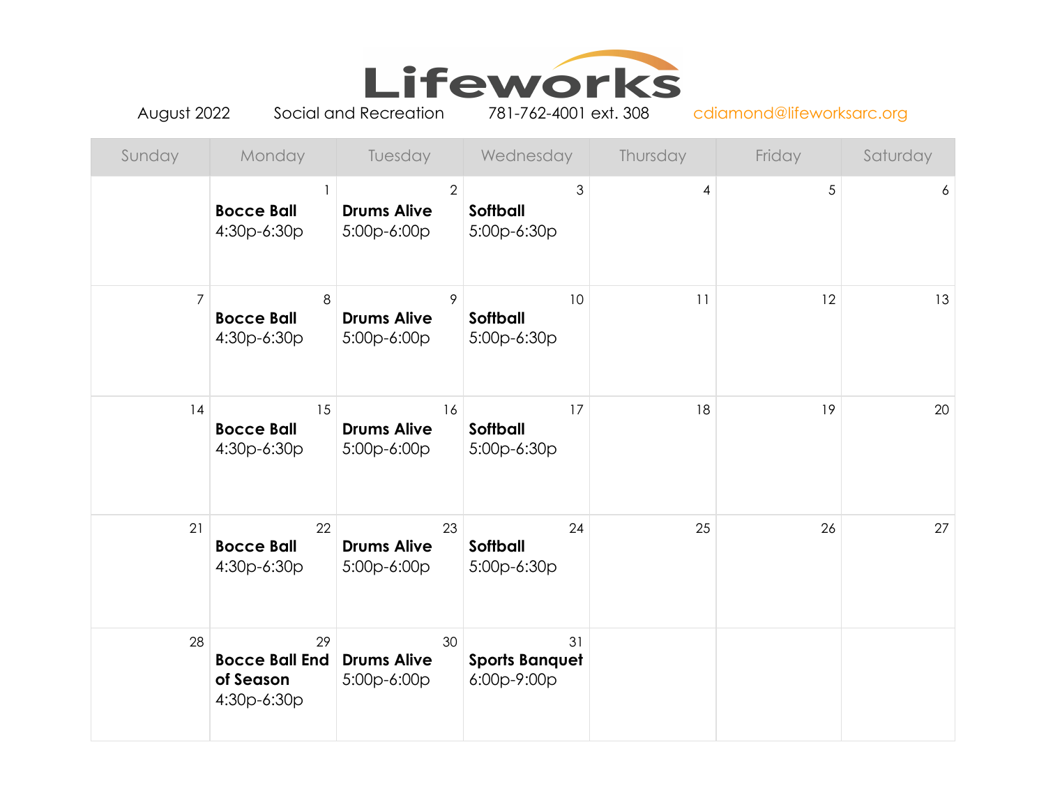# Lifeworks

August 2022 Social and Recreation 781-762-4001 ext. 308 cdiamond@lifeworksarc.org

| Sunday | Monday | Tuesday | Wednesday | Thursday | Friday | Saturday |
|---|---|---|---|---|---|---|
| | 1 **Bocce Ball** 4:30p-6:30p | 2 **Drums Alive** 5:00p-6:00p | 3 **Softball** 5:00p-6:30p | 4 | 5 | 6 |
| 7 | 8 **Bocce Ball** 4:30p-6:30p | 9 **Drums Alive** 5:00p-6:00p | 10 **Softball** 5:00p-6:30p | 11 | 12 | 13 |
| 14 | 15 **Bocce Ball** 4:30p-6:30p | 16 **Drums Alive** 5:00p-6:00p | 17 **Softball** 5:00p-6:30p | 18 | 19 | 20 |
| 21 | 22 **Bocce Ball** 4:30p-6:30p | 23 **Drums Alive** 5:00p-6:00p | 24 **Softball** 5:00p-6:30p | 25 | 26 | 27 |
| 28 | 29 **Bocce Ball End of Season** 4:30p-6:30p | 30 **Drums Alive** 5:00p-6:00p | 31 **Sports Banquet** 6:00p-9:00p | | | |